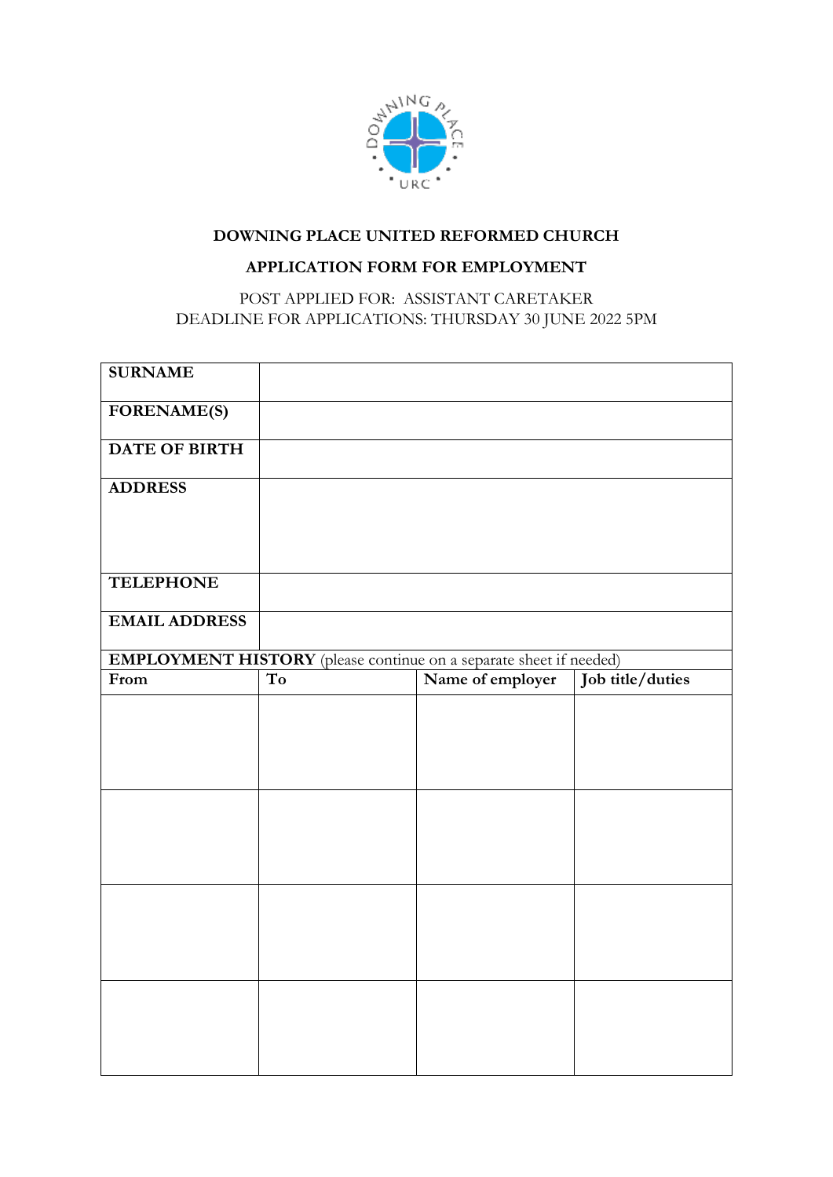**DOWNING PLACE UNITED REFORMED CHURCH**

**APPLICATION FORM FOR EMPLOYMENT**

POST APPLIED FOR: ASSISTANT CARETAKER
DEADLINE FOR APPLICATIONS: THURSDAY 30 JUNE 2022 5PM

| **SURNAME** | |
|---|---|
| **FORENAME(S)** | |
| **DATE OF BIRTH** | |
| **ADDRESS** | |
| **TELEPHONE** | |
| **EMAIL ADDRESS** | |

**EMPLOYMENT HISTORY** (please continue on a separate sheet if needed)

| From | To | Name of employer | Job title/duties |
|---|---|---|---|
| | | | |
| | | | |
| | | | |
| | | | |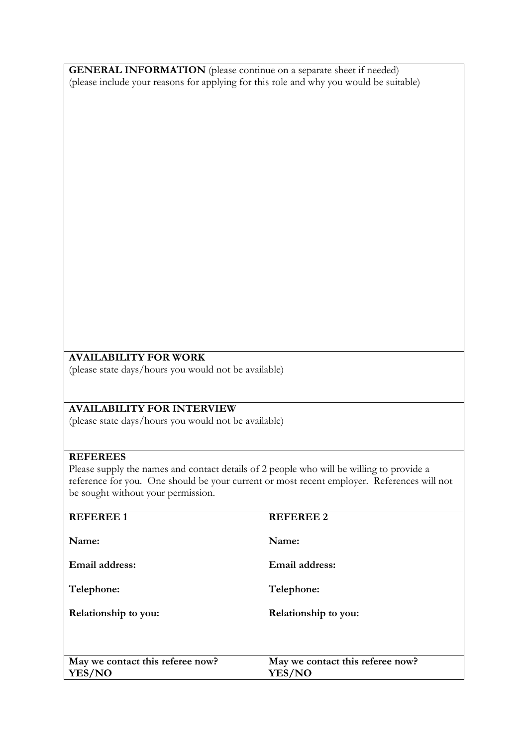**GENERAL INFORMATION** (please continue on a separate sheet if needed)
(please include your reasons for applying for this role and why you would be suitable)

**AVAILABILITY FOR WORK**
(please state days/hours you would not be available)

**AVAILABILITY FOR INTERVIEW**
(please state days/hours you would not be available)

**REFEREES**
Please supply the names and contact details of 2 people who will be willing to provide a reference for you. One should be your current or most recent employer. References will not be sought without your permission.

| **REFEREE 1** | **REFEREE 2** |
|---|---|
| **Name:** | **Name:** |
| **Email address:** | **Email address:** |
| **Telephone:** | **Telephone:** |
| **Relationship to you:** | **Relationship to you:** |
| **May we contact this referee now? YES/NO** | **May we contact this referee now? YES/NO** |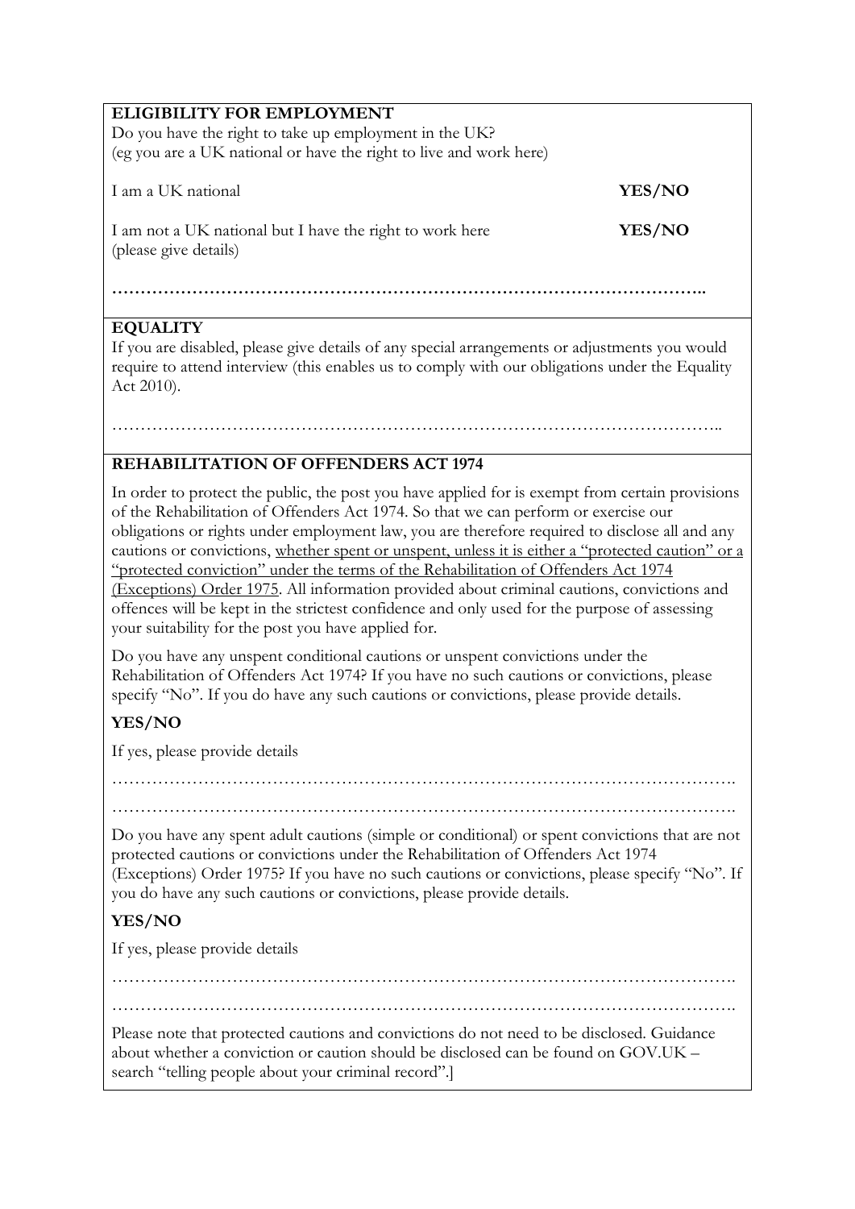**ELIGIBILITY FOR EMPLOYMENT**

Do you have the right to take up employment in the UK?
(eg you are a UK national or have the right to live and work here)

I am a UK national **YES/NO**

I am not a UK national but I have the right to work here **YES/NO**
(please give details)

**…………………………………………………………………………………………..**

**EQUALITY**

If you are disabled, please give details of any special arrangements or adjustments you would require to attend interview (this enables us to comply with our obligations under the Equality Act 2010).

………………………………………………………………………………………………..

**REHABILITATION OF OFFENDERS ACT 1974**

In order to protect the public, the post you have applied for is exempt from certain provisions of the Rehabilitation of Offenders Act 1974. So that we can perform or exercise our obligations or rights under employment law, you are therefore required to disclose all and any cautions or convictions, <u>whether spent or unspent, unless it is either a "protected caution" or a "protected conviction" under the terms of the Rehabilitation of Offenders Act 1974 (Exceptions) Order 1975</u>. All information provided about criminal cautions, convictions and offences will be kept in the strictest confidence and only used for the purpose of assessing your suitability for the post you have applied for.

Do you have any unspent conditional cautions or unspent convictions under the Rehabilitation of Offenders Act 1974? If you have no such cautions or convictions, please specify "No". If you do have any such cautions or convictions, please provide details.

**YES/NO**

If yes, please provide details

……………………………………………………………………………………………….

……………………………………………………………………………………………….

Do you have any spent adult cautions (simple or conditional) or spent convictions that are not protected cautions or convictions under the Rehabilitation of Offenders Act 1974 (Exceptions) Order 1975? If you have no such cautions or convictions, please specify "No". If you do have any such cautions or convictions, please provide details.

**YES/NO**

If yes, please provide details

……………………………………………………………………………………………….

……………………………………………………………………………………………….

Please note that protected cautions and convictions do not need to be disclosed. Guidance about whether a conviction or caution should be disclosed can be found on GOV.UK – search "telling people about your criminal record".]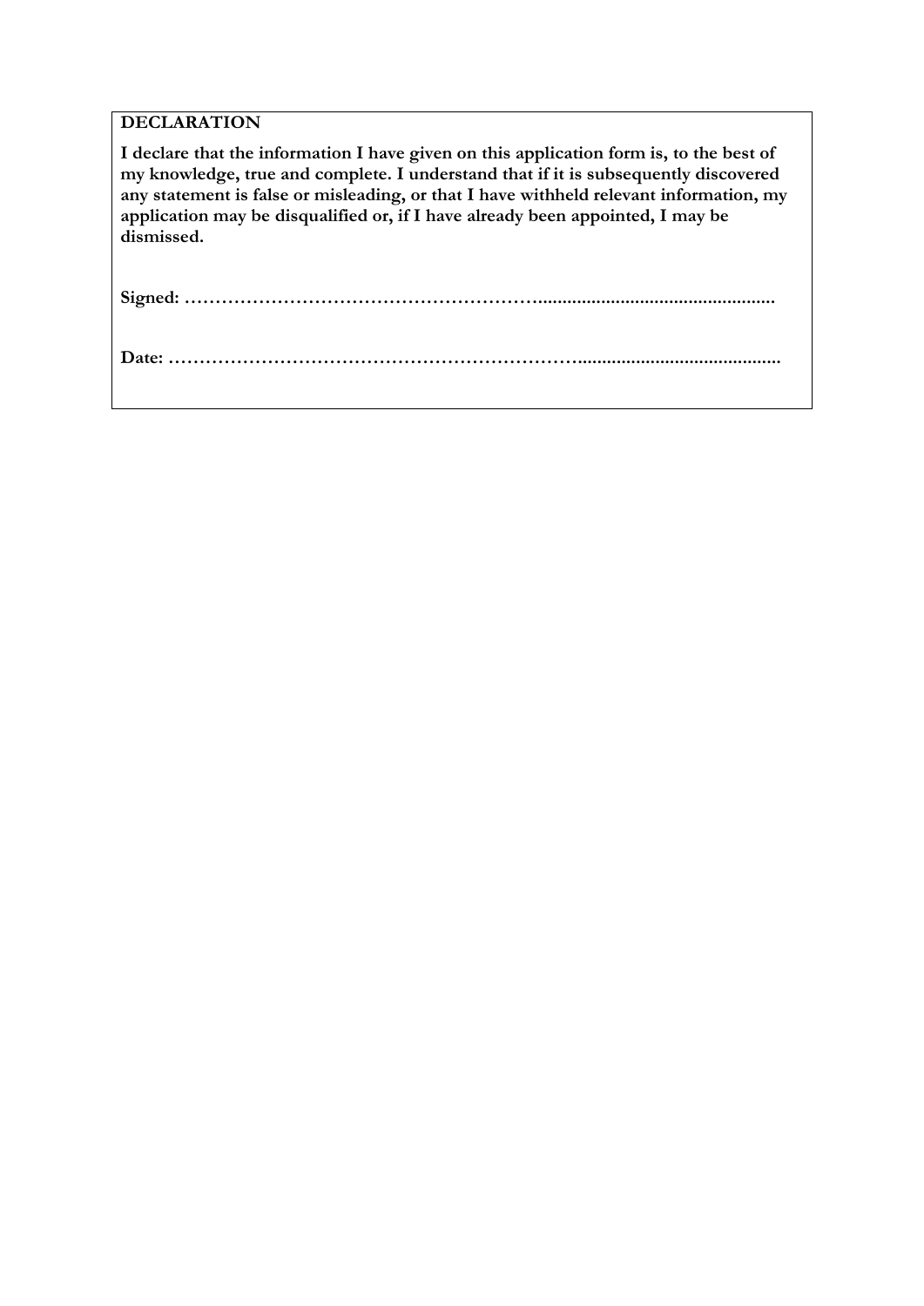**DECLARATION**

**I declare that the information I have given on this application form is, to the best of my knowledge, true and complete. I understand that if it is subsequently discovered any statement is false or misleading, or that I have withheld relevant information, my application may be disqualified or, if I have already been appointed, I may be dismissed.**

**Signed: ……………………………………………………..................................................**

**Date: ……………………………………………………………..........................................**